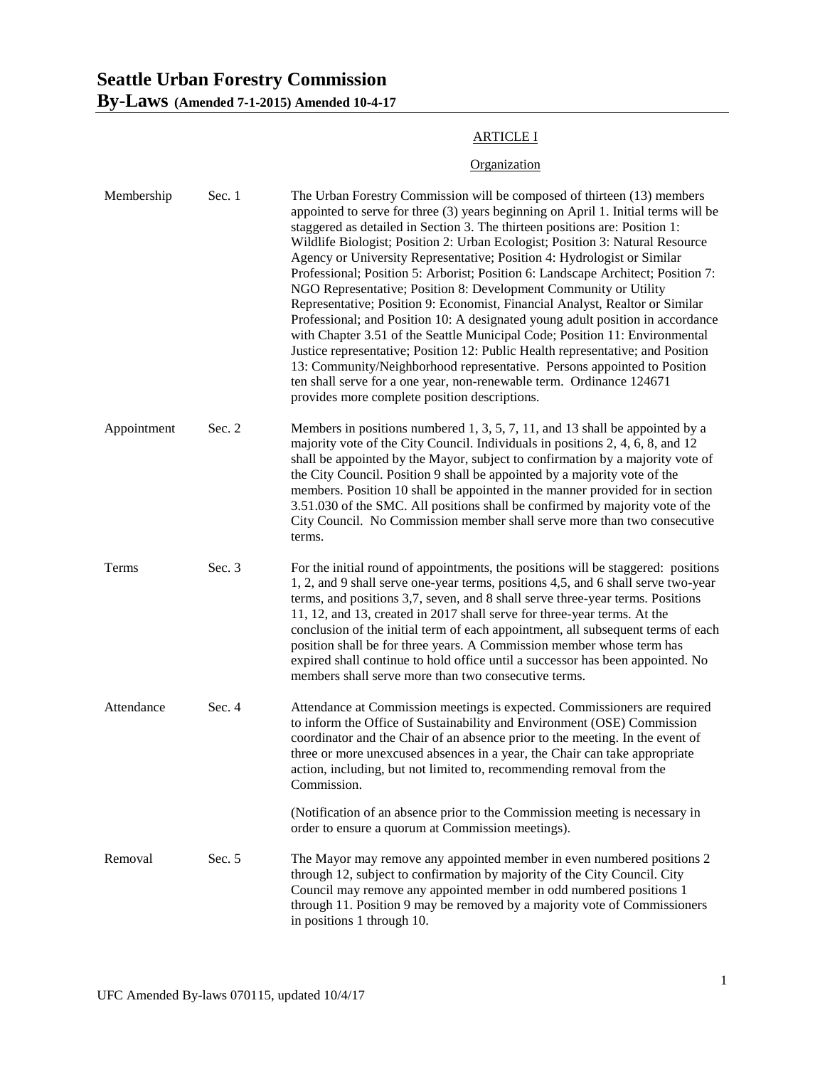# Seattle Urban Forestry Commission

## By-Laws (Amended 7-1-2015) Amended 10-4-17

ARTICLE I

Organization

| | | |
|---|---|---|
| Membership | Sec. 1 | The Urban Forestry Commission will be composed of thirteen (13) members appointed to serve for three (3) years beginning on April 1. Initial terms will be staggered as detailed in Section 3. The thirteen positions are: Position 1: Wildlife Biologist; Position 2: Urban Ecologist; Position 3: Natural Resource Agency or University Representative; Position 4: Hydrologist or Similar Professional; Position 5: Arborist; Position 6: Landscape Architect; Position 7: NGO Representative; Position 8: Development Community or Utility Representative; Position 9: Economist, Financial Analyst, Realtor or Similar Professional; and Position 10: A designated young adult position in accordance with Chapter 3.51 of the Seattle Municipal Code; Position 11: Environmental Justice representative; Position 12: Public Health representative; and Position 13: Community/Neighborhood representative. Persons appointed to Position ten shall serve for a one year, non-renewable term. Ordinance 124671 provides more complete position descriptions. |
| Appointment | Sec. 2 | Members in positions numbered 1, 3, 5, 7, 11, and 13 shall be appointed by a majority vote of the City Council. Individuals in positions 2, 4, 6, 8, and 12 shall be appointed by the Mayor, subject to confirmation by a majority vote of the City Council. Position 9 shall be appointed by a majority vote of the members. Position 10 shall be appointed in the manner provided for in section 3.51.030 of the SMC. All positions shall be confirmed by majority vote of the City Council. No Commission member shall serve more than two consecutive terms. |
| Terms | Sec. 3 | For the initial round of appointments, the positions will be staggered: positions 1, 2, and 9 shall serve one-year terms, positions 4,5, and 6 shall serve two-year terms, and positions 3,7, seven, and 8 shall serve three-year terms. Positions 11, 12, and 13, created in 2017 shall serve for three-year terms. At the conclusion of the initial term of each appointment, all subsequent terms of each position shall be for three years. A Commission member whose term has expired shall continue to hold office until a successor has been appointed. No members shall serve more than two consecutive terms. |
| Attendance | Sec. 4 | Attendance at Commission meetings is expected. Commissioners are required to inform the Office of Sustainability and Environment (OSE) Commission coordinator and the Chair of an absence prior to the meeting. In the event of three or more unexcused absences in a year, the Chair can take appropriate action, including, but not limited to, recommending removal from the Commission.<br><br>(Notification of an absence prior to the Commission meeting is necessary in order to ensure a quorum at Commission meetings). |
| Removal | Sec. 5 | The Mayor may remove any appointed member in even numbered positions 2 through 12, subject to confirmation by majority of the City Council. City Council may remove any appointed member in odd numbered positions 1 through 11. Position 9 may be removed by a majority vote of Commissioners in positions 1 through 10. |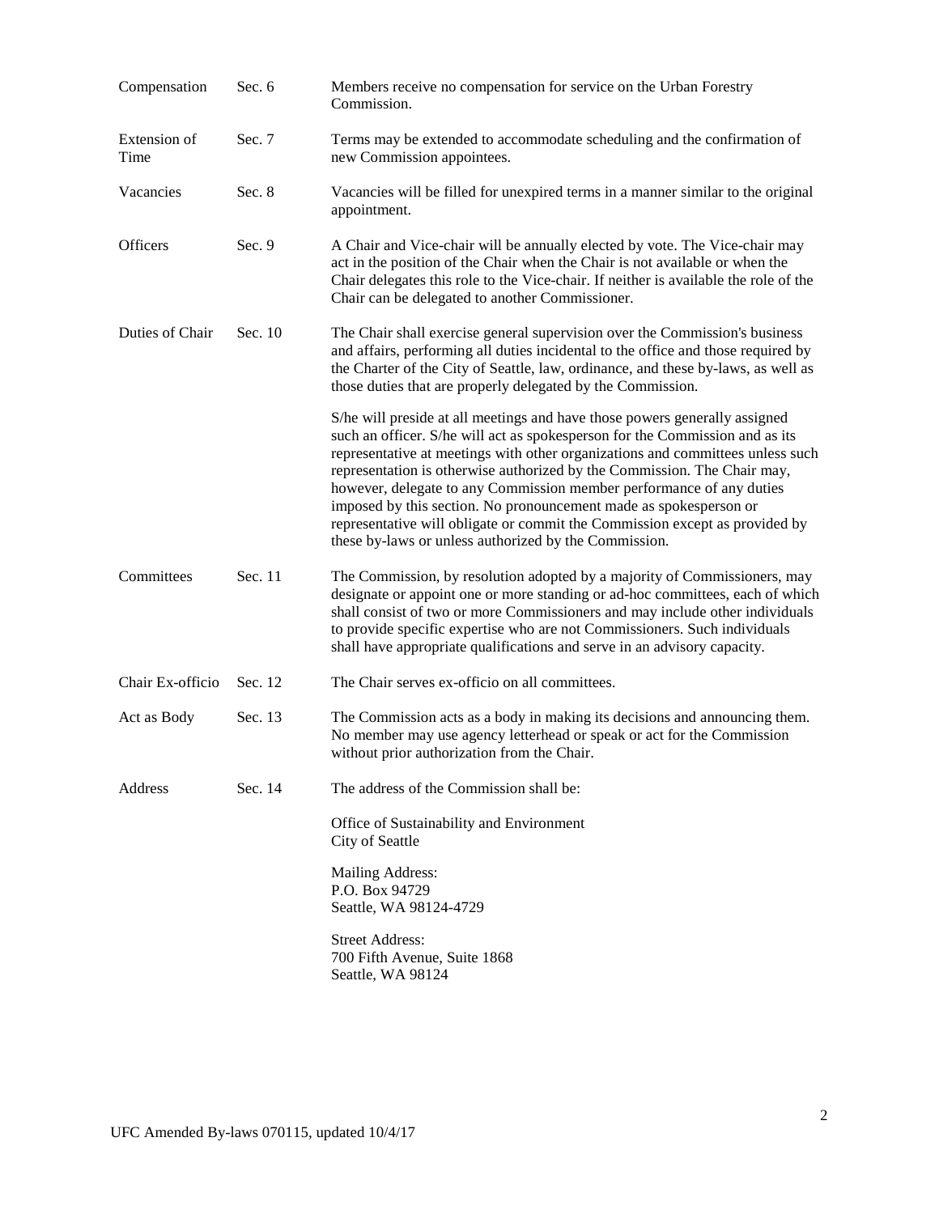| | | |
|---|---|---|
| Compensation | Sec. 6 | Members receive no compensation for service on the Urban Forestry Commission. |
| Extension of Time | Sec. 7 | Terms may be extended to accommodate scheduling and the confirmation of new Commission appointees. |
| Vacancies | Sec. 8 | Vacancies will be filled for unexpired terms in a manner similar to the original appointment. |
| Officers | Sec. 9 | A Chair and Vice-chair will be annually elected by vote. The Vice-chair may act in the position of the Chair when the Chair is not available or when the Chair delegates this role to the Vice-chair. If neither is available the role of the Chair can be delegated to another Commissioner. |
| Duties of Chair | Sec. 10 | The Chair shall exercise general supervision over the Commission's business and affairs, performing all duties incidental to the office and those required by the Charter of the City of Seattle, law, ordinance, and these by-laws, as well as those duties that are properly delegated by the Commission.<br><br>S/he will preside at all meetings and have those powers generally assigned such an officer. S/he will act as spokesperson for the Commission and as its representative at meetings with other organizations and committees unless such representation is otherwise authorized by the Commission. The Chair may, however, delegate to any Commission member performance of any duties imposed by this section. No pronouncement made as spokesperson or representative will obligate or commit the Commission except as provided by these by-laws or unless authorized by the Commission. |
| Committees | Sec. 11 | The Commission, by resolution adopted by a majority of Commissioners, may designate or appoint one or more standing or ad-hoc committees, each of which shall consist of two or more Commissioners and may include other individuals to provide specific expertise who are not Commissioners. Such individuals shall have appropriate qualifications and serve in an advisory capacity. |
| Chair Ex-officio | Sec. 12 | The Chair serves ex-officio on all committees. |
| Act as Body | Sec. 13 | The Commission acts as a body in making its decisions and announcing them. No member may use agency letterhead or speak or act for the Commission without prior authorization from the Chair. |
| Address | Sec. 14 | The address of the Commission shall be:<br><br>Office of Sustainability and Environment<br>City of Seattle<br><br>Mailing Address:<br>P.O. Box 94729<br>Seattle, WA 98124-4729<br><br>Street Address:<br>700 Fifth Avenue, Suite 1868<br>Seattle, WA 98124 |

UFC Amended By-laws 070115, updated 10/4/17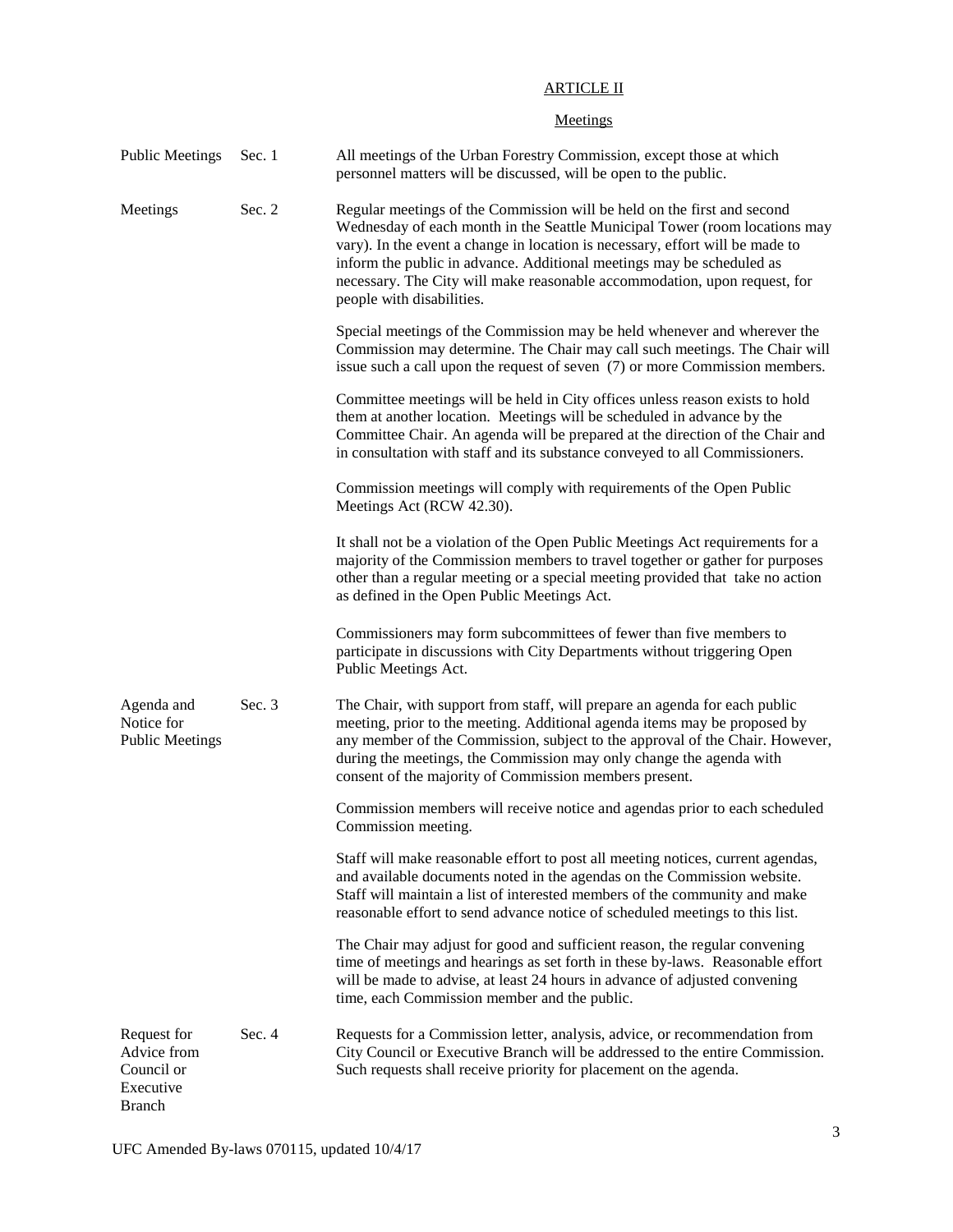## ARTICLE II

### Meetings

| | | |
|---|---|---|
| Public Meetings | Sec. 1 | All meetings of the Urban Forestry Commission, except those at which personnel matters will be discussed, will be open to the public. |
| Meetings | Sec. 2 | Regular meetings of the Commission will be held on the first and second Wednesday of each month in the Seattle Municipal Tower (room locations may vary). In the event a change in location is necessary, effort will be made to inform the public in advance. Additional meetings may be scheduled as necessary. The City will make reasonable accommodation, upon request, for people with disabilities. |
| | | Special meetings of the Commission may be held whenever and wherever the Commission may determine. The Chair may call such meetings. The Chair will issue such a call upon the request of seven (7) or more Commission members. |
| | | Committee meetings will be held in City offices unless reason exists to hold them at another location. Meetings will be scheduled in advance by the Committee Chair. An agenda will be prepared at the direction of the Chair and in consultation with staff and its substance conveyed to all Commissioners. |
| | | Commission meetings will comply with requirements of the Open Public Meetings Act (RCW 42.30). |
| | | It shall not be a violation of the Open Public Meetings Act requirements for a majority of the Commission members to travel together or gather for purposes other than a regular meeting or a special meeting provided that take no action as defined in the Open Public Meetings Act. |
| | | Commissioners may form subcommittees of fewer than five members to participate in discussions with City Departments without triggering Open Public Meetings Act. |
| Agenda and Notice for Public Meetings | Sec. 3 | The Chair, with support from staff, will prepare an agenda for each public meeting, prior to the meeting. Additional agenda items may be proposed by any member of the Commission, subject to the approval of the Chair. However, during the meetings, the Commission may only change the agenda with consent of the majority of Commission members present. |
| | | Commission members will receive notice and agendas prior to each scheduled Commission meeting. |
| | | Staff will make reasonable effort to post all meeting notices, current agendas, and available documents noted in the agendas on the Commission website. Staff will maintain a list of interested members of the community and make reasonable effort to send advance notice of scheduled meetings to this list. |
| | | The Chair may adjust for good and sufficient reason, the regular convening time of meetings and hearings as set forth in these by-laws. Reasonable effort will be made to advise, at least 24 hours in advance of adjusted convening time, each Commission member and the public. |
| Request for Advice from Council or Executive Branch | Sec. 4 | Requests for a Commission letter, analysis, advice, or recommendation from City Council or Executive Branch will be addressed to the entire Commission. Such requests shall receive priority for placement on the agenda. |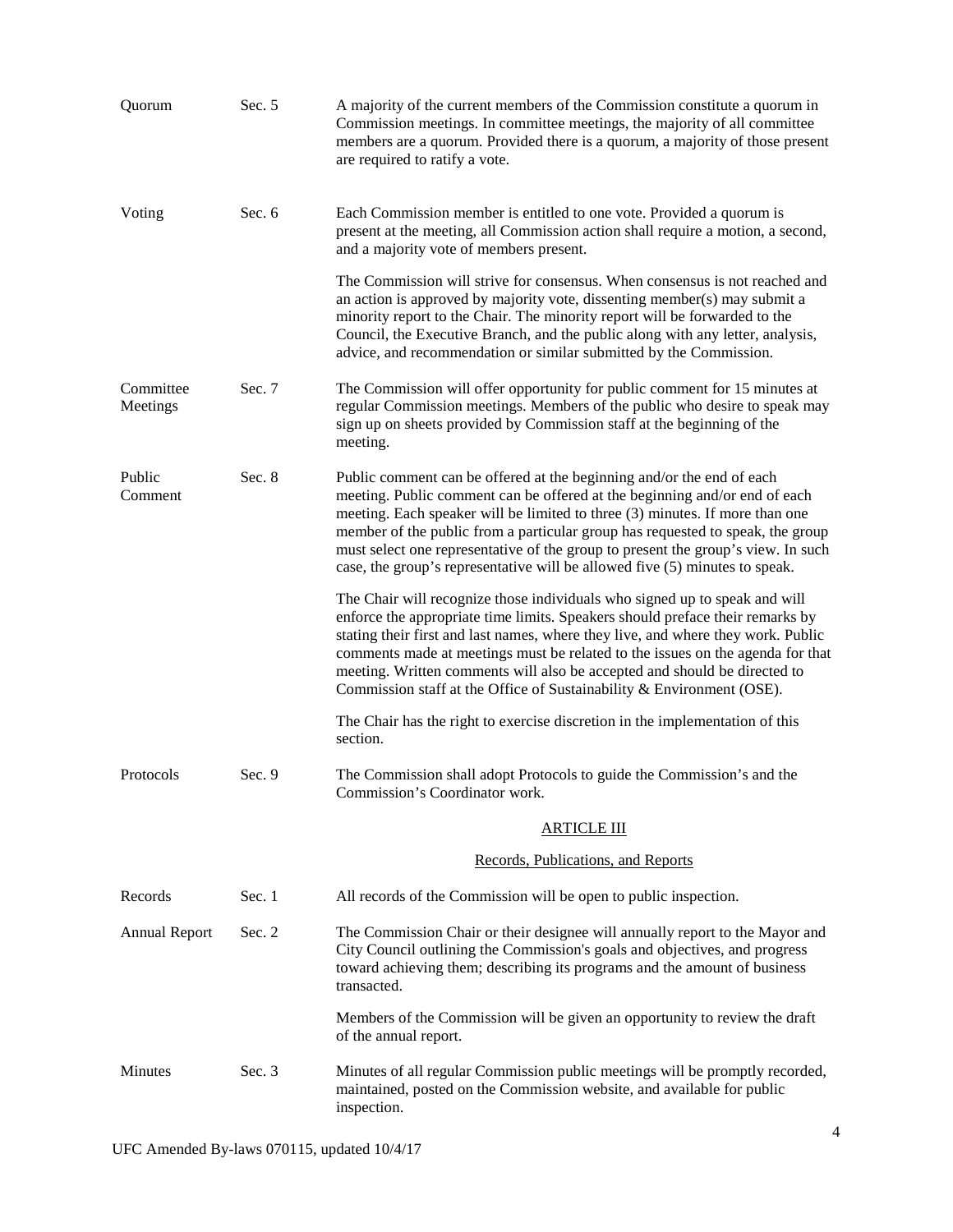**Quorum** **Sec. 5** A majority of the current members of the Commission constitute a quorum in Commission meetings. In committee meetings, the majority of all committee members are a quorum. Provided there is a quorum, a majority of those present are required to ratify a vote.

**Voting** **Sec. 6** Each Commission member is entitled to one vote. Provided a quorum is present at the meeting, all Commission action shall require a motion, a second, and a majority vote of members present.

The Commission will strive for consensus. When consensus is not reached and an action is approved by majority vote, dissenting member(s) may submit a minority report to the Chair. The minority report will be forwarded to the Council, the Executive Branch, and the public along with any letter, analysis, advice, and recommendation or similar submitted by the Commission.

**Committee Meetings** **Sec. 7** The Commission will offer opportunity for public comment for 15 minutes at regular Commission meetings. Members of the public who desire to speak may sign up on sheets provided by Commission staff at the beginning of the meeting.

**Public Comment** **Sec. 8** Public comment can be offered at the beginning and/or the end of each meeting. Public comment can be offered at the beginning and/or end of each meeting. Each speaker will be limited to three (3) minutes. If more than one member of the public from a particular group has requested to speak, the group must select one representative of the group to present the group's view. In such case, the group's representative will be allowed five (5) minutes to speak.

The Chair will recognize those individuals who signed up to speak and will enforce the appropriate time limits. Speakers should preface their remarks by stating their first and last names, where they live, and where they work. Public comments made at meetings must be related to the issues on the agenda for that meeting. Written comments will also be accepted and should be directed to Commission staff at the Office of Sustainability & Environment (OSE).

The Chair has the right to exercise discretion in the implementation of this section.

**Protocols** **Sec. 9** The Commission shall adopt Protocols to guide the Commission's and the Commission's Coordinator work.

## ARTICLE III

### Records, Publications, and Reports

**Records** **Sec. 1** All records of the Commission will be open to public inspection.

**Annual Report** **Sec. 2** The Commission Chair or their designee will annually report to the Mayor and City Council outlining the Commission's goals and objectives, and progress toward achieving them; describing its programs and the amount of business transacted.

Members of the Commission will be given an opportunity to review the draft of the annual report.

**Minutes** **Sec. 3** Minutes of all regular Commission public meetings will be promptly recorded, maintained, posted on the Commission website, and available for public inspection.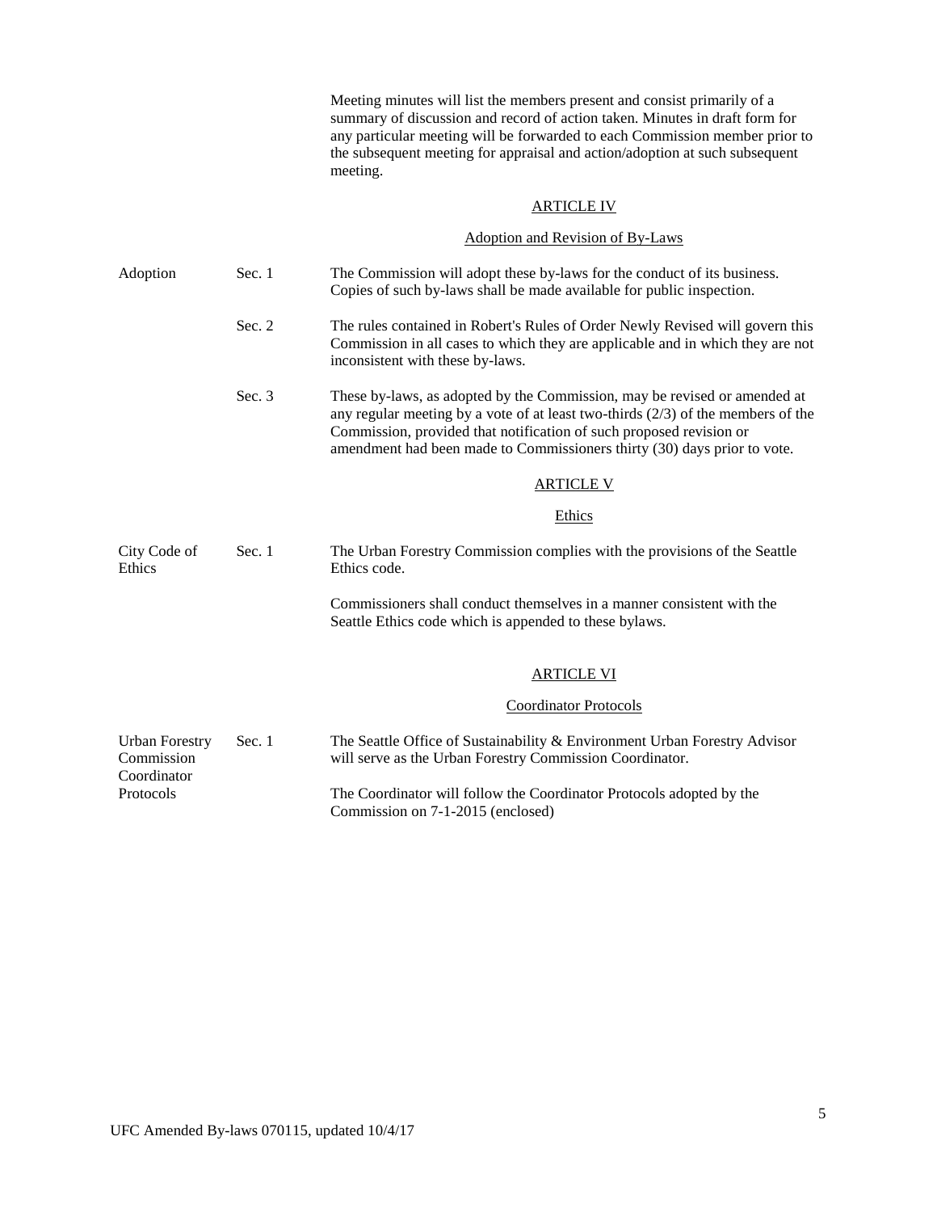Meeting minutes will list the members present and consist primarily of a summary of discussion and record of action taken. Minutes in draft form for any particular meeting will be forwarded to each Commission member prior to the subsequent meeting for appraisal and action/adoption at such subsequent meeting.

## ARTICLE IV

### Adoption and Revision of By-Laws

**Adoption** — Sec. 1 — The Commission will adopt these by-laws for the conduct of its business. Copies of such by-laws shall be made available for public inspection.

Sec. 2 — The rules contained in Robert's Rules of Order Newly Revised will govern this Commission in all cases to which they are applicable and in which they are not inconsistent with these by-laws.

Sec. 3 — These by-laws, as adopted by the Commission, may be revised or amended at any regular meeting by a vote of at least two-thirds (2/3) of the members of the Commission, provided that notification of such proposed revision or amendment had been made to Commissioners thirty (30) days prior to vote.

## ARTICLE V

### Ethics

**City Code of Ethics** — Sec. 1 — The Urban Forestry Commission complies with the provisions of the Seattle Ethics code.

Commissioners shall conduct themselves in a manner consistent with the Seattle Ethics code which is appended to these bylaws.

## ARTICLE VI

### Coordinator Protocols

**Urban Forestry Commission Coordinator Protocols** — Sec. 1 — The Seattle Office of Sustainability & Environment Urban Forestry Advisor will serve as the Urban Forestry Commission Coordinator.

The Coordinator will follow the Coordinator Protocols adopted by the Commission on 7-1-2015 (enclosed)

UFC Amended By-laws 070115, updated 10/4/17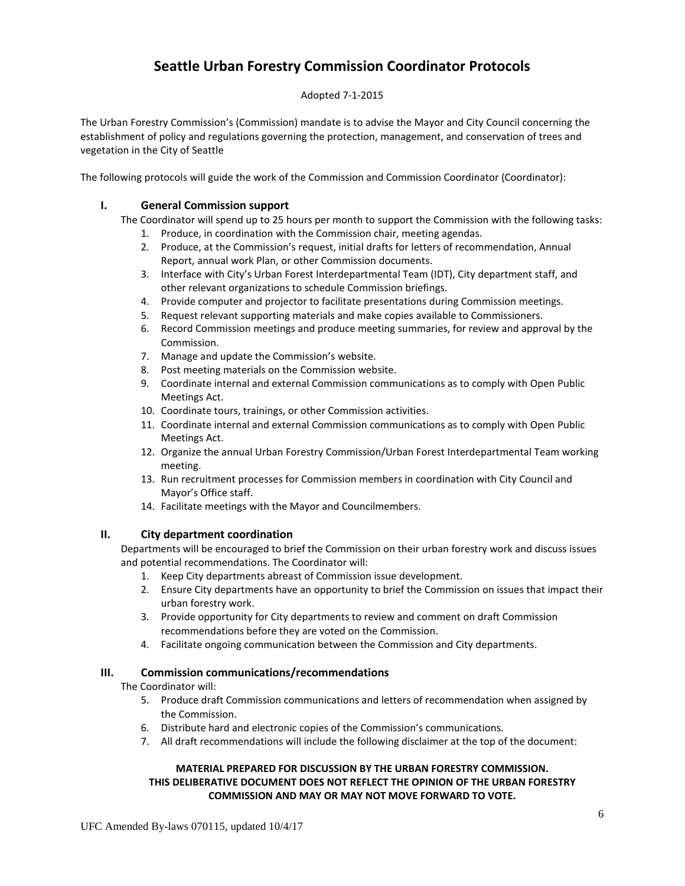# Seattle Urban Forestry Commission Coordinator Protocols

Adopted 7-1-2015

The Urban Forestry Commission's (Commission) mandate is to advise the Mayor and City Council concerning the establishment of policy and regulations governing the protection, management, and conservation of trees and vegetation in the City of Seattle

The following protocols will guide the work of the Commission and Commission Coordinator (Coordinator):

## I. General Commission support

The Coordinator will spend up to 25 hours per month to support the Commission with the following tasks:

1. Produce, in coordination with the Commission chair, meeting agendas.
2. Produce, at the Commission's request, initial drafts for letters of recommendation, Annual Report, annual work Plan, or other Commission documents.
3. Interface with City's Urban Forest Interdepartmental Team (IDT), City department staff, and other relevant organizations to schedule Commission briefings.
4. Provide computer and projector to facilitate presentations during Commission meetings.
5. Request relevant supporting materials and make copies available to Commissioners.
6. Record Commission meetings and produce meeting summaries, for review and approval by the Commission.
7. Manage and update the Commission's website.
8. Post meeting materials on the Commission website.
9. Coordinate internal and external Commission communications as to comply with Open Public Meetings Act.
10. Coordinate tours, trainings, or other Commission activities.
11. Coordinate internal and external Commission communications as to comply with Open Public Meetings Act.
12. Organize the annual Urban Forestry Commission/Urban Forest Interdepartmental Team working meeting.
13. Run recruitment processes for Commission members in coordination with City Council and Mayor's Office staff.
14. Facilitate meetings with the Mayor and Councilmembers.

## II. City department coordination

Departments will be encouraged to brief the Commission on their urban forestry work and discuss issues and potential recommendations. The Coordinator will:

1. Keep City departments abreast of Commission issue development.
2. Ensure City departments have an opportunity to brief the Commission on issues that impact their urban forestry work.
3. Provide opportunity for City departments to review and comment on draft Commission recommendations before they are voted on the Commission.
4. Facilitate ongoing communication between the Commission and City departments.

## III. Commission communications/recommendations

The Coordinator will:

5. Produce draft Commission communications and letters of recommendation when assigned by the Commission.
6. Distribute hard and electronic copies of the Commission's communications.
7. All draft recommendations will include the following disclaimer at the top of the document:

**MATERIAL PREPARED FOR DISCUSSION BY THE URBAN FORESTRY COMMISSION. THIS DELIBERATIVE DOCUMENT DOES NOT REFLECT THE OPINION OF THE URBAN FORESTRY COMMISSION AND MAY OR MAY NOT MOVE FORWARD TO VOTE.**

UFC Amended By-laws 070115, updated 10/4/17